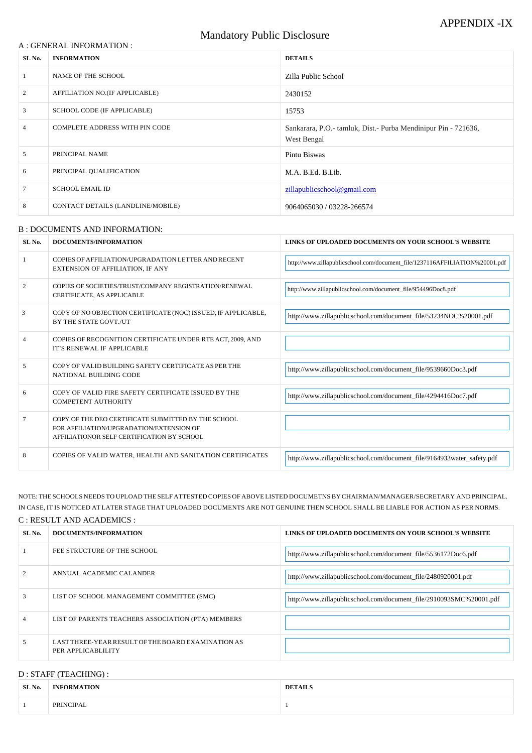APPENDIX -IX

# Mandatory Public Disclosure

## A : GENERAL INFORMATION :

| SL No. | INFORMATION | DETAILS |
| --- | --- | --- |
| 1 | NAME OF THE SCHOOL | Zilla Public School |
| 2 | AFFILIATION NO.(IF APPLICABLE) | 2430152 |
| 3 | SCHOOL CODE (IF APPLICABLE) | 15753 |
| 4 | COMPLETE ADDRESS WITH PIN CODE | Sankarara, P.O.- tamluk, Dist.- Purba Mendinipur Pin - 721636, West Bengal |
| 5 | PRINCIPAL NAME | Pintu Biswas |
| 6 | PRINCIPAL QUALIFICATION | M.A. B.Ed. B.Lib. |
| 7 | SCHOOL EMAIL ID | zillapublicschool@gmail.com |
| 8 | CONTACT DETAILS (LANDLINE/MOBILE) | 9064065030 / 03228-266574 |

## B : DOCUMENTS AND INFORMATION:

| SL No. | DOCUMENTS/INFORMATION | LINKS OF UPLOADED DOCUMENTS ON YOUR SCHOOL'S WEBSITE |
| --- | --- | --- |
| 1 | COPIES OF AFFILIATION/UPGRADATION LETTER AND RECENT EXTENSION OF AFFILIATION, IF ANY | http://www.zillapublicschool.com/document_file/1237116AFFILIATION%20001.pdf |
| 2 | COPIES OF SOCIETIES/TRUST/COMPANY REGISTRATION/RENEWAL CERTIFICATE, AS APPLICABLE | http://www.zillapublicschool.com/document_file/954496Doc8.pdf |
| 3 | COPY OF NO OBJECTION CERTIFICATE (NOC) ISSUED, IF APPLICABLE, BY THE STATE GOVT./UT | http://www.zillapublicschool.com/document_file/53234NOC%20001.pdf |
| 4 | COPIES OF RECOGNITION CERTIFICATE UNDER RTE ACT, 2009, AND IT'S RENEWAL IF APPLICABLE | |
| 5 | COPY OF VALID BUILDING SAFETY CERTIFICATE AS PER THE NATIONAL BUILDING CODE | http://www.zillapublicschool.com/document_file/9539660Doc3.pdf |
| 6 | COPY OF VALID FIRE SAFETY CERTIFICATE ISSUED BY THE COMPETENT AUTHORITY | http://www.zillapublicschool.com/document_file/4294416Doc7.pdf |
| 7 | COPY OF THE DEO CERTIFICATE SUBMITTED BY THE SCHOOL FOR AFFILIATION/UPGRADATION/EXTENSION OF AFFILIATIONOR SELF CERTIFICATION BY SCHOOL | |
| 8 | COPIES OF VALID WATER, HEALTH AND SANITATION CERTIFICATES | http://www.zillapublicschool.com/document_file/9164933water_safety.pdf |

NOTE: THE SCHOOLS NEEDS TO UPLOAD THE SELF ATTESTED COPIES OF ABOVE LISTED DOCUMETNS BY CHAIRMAN/MANAGER/SECRETARY AND PRINCIPAL. IN CASE, IT IS NOTICED AT LATER STAGE THAT UPLOADED DOCUMENTS ARE NOT GENUINE THEN SCHOOL SHALL BE LIABLE FOR ACTION AS PER NORMS.

## C : RESULT AND ACADEMICS :

| SL No. | DOCUMENTS/INFORMATION | LINKS OF UPLOADED DOCUMENTS ON YOUR SCHOOL'S WEBSITE |
| --- | --- | --- |
| 1 | FEE STRUCTURE OF THE SCHOOL | http://www.zillapublicschool.com/document_file/5536172Doc6.pdf |
| 2 | ANNUAL ACADEMIC CALANDER | http://www.zillapublicschool.com/document_file/2480920001.pdf |
| 3 | LIST OF SCHOOL MANAGEMENT COMMITTEE (SMC) | http://www.zillapublicschool.com/document_file/2910093SMC%20001.pdf |
| 4 | LIST OF PARENTS TEACHERS ASSOCIATION (PTA) MEMBERS | |
| 5 | LAST THREE-YEAR RESULT OF THE BOARD EXAMINATION AS PER APPLICABLILITY | |

## D : STAFF (TEACHING) :

| SL No. | INFORMATION | DETAILS |
| --- | --- | --- |
| 1 | PRINCIPAL | 1 |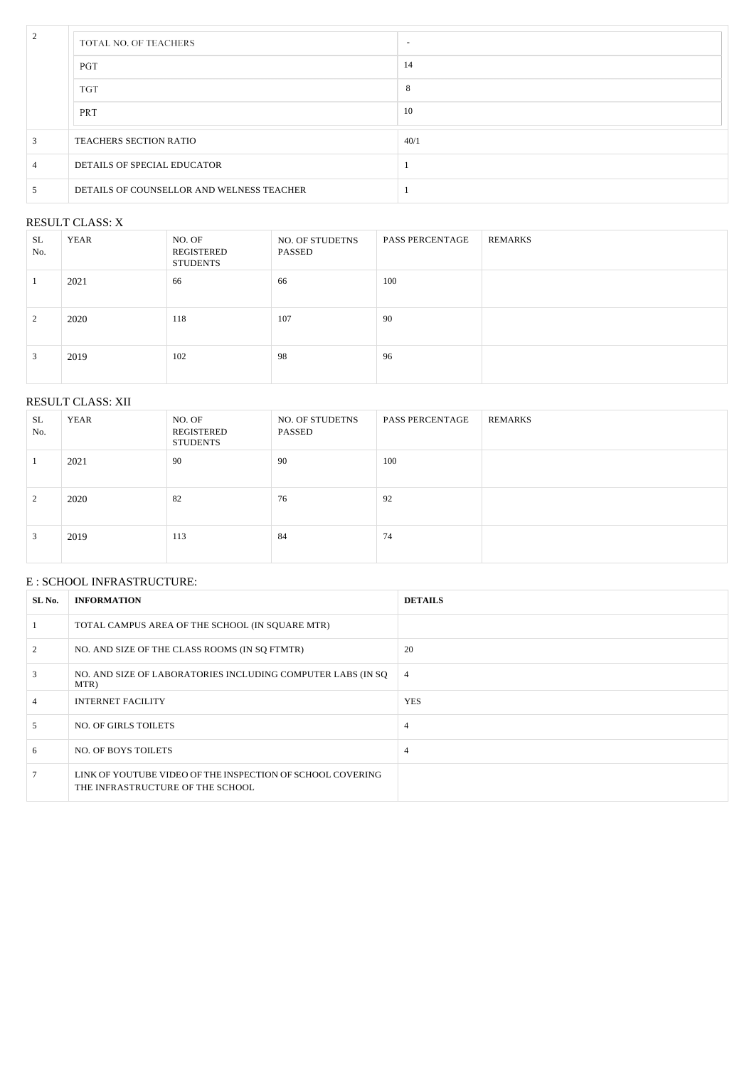| | | |
|---|---|---|
| 2 | TOTAL NO. OF TEACHERS | - |
| | PGT | 14 |
| | TGT | 8 |
| | PRT | 10 |
| 3 | TEACHERS SECTION RATIO | 40/1 |
| 4 | DETAILS OF SPECIAL EDUCATOR | 1 |
| 5 | DETAILS OF COUNSELLOR AND WELNESS TEACHER | 1 |

## RESULT CLASS: X

| SL No. | YEAR | NO. OF REGISTERED STUDENTS | NO. OF STUDETNS PASSED | PASS PERCENTAGE | REMARKS |
|---|---|---|---|---|---|
| 1 | 2021 | 66 | 66 | 100 | |
| 2 | 2020 | 118 | 107 | 90 | |
| 3 | 2019 | 102 | 98 | 96 | |

## RESULT CLASS: XII

| SL No. | YEAR | NO. OF REGISTERED STUDENTS | NO. OF STUDETNS PASSED | PASS PERCENTAGE | REMARKS |
|---|---|---|---|---|---|
| 1 | 2021 | 90 | 90 | 100 | |
| 2 | 2020 | 82 | 76 | 92 | |
| 3 | 2019 | 113 | 84 | 74 | |

## E : SCHOOL INFRASTRUCTURE:

| SL No. | INFORMATION | DETAILS |
|---|---|---|
| 1 | TOTAL CAMPUS AREA OF THE SCHOOL (IN SQUARE MTR) | |
| 2 | NO. AND SIZE OF THE CLASS ROOMS (IN SQ FTMTR) | 20 |
| 3 | NO. AND SIZE OF LABORATORIES INCLUDING COMPUTER LABS (IN SQ MTR) | 4 |
| 4 | INTERNET FACILITY | YES |
| 5 | NO. OF GIRLS TOILETS | 4 |
| 6 | NO. OF BOYS TOILETS | 4 |
| 7 | LINK OF YOUTUBE VIDEO OF THE INSPECTION OF SCHOOL COVERING THE INFRASTRUCTURE OF THE SCHOOL | |